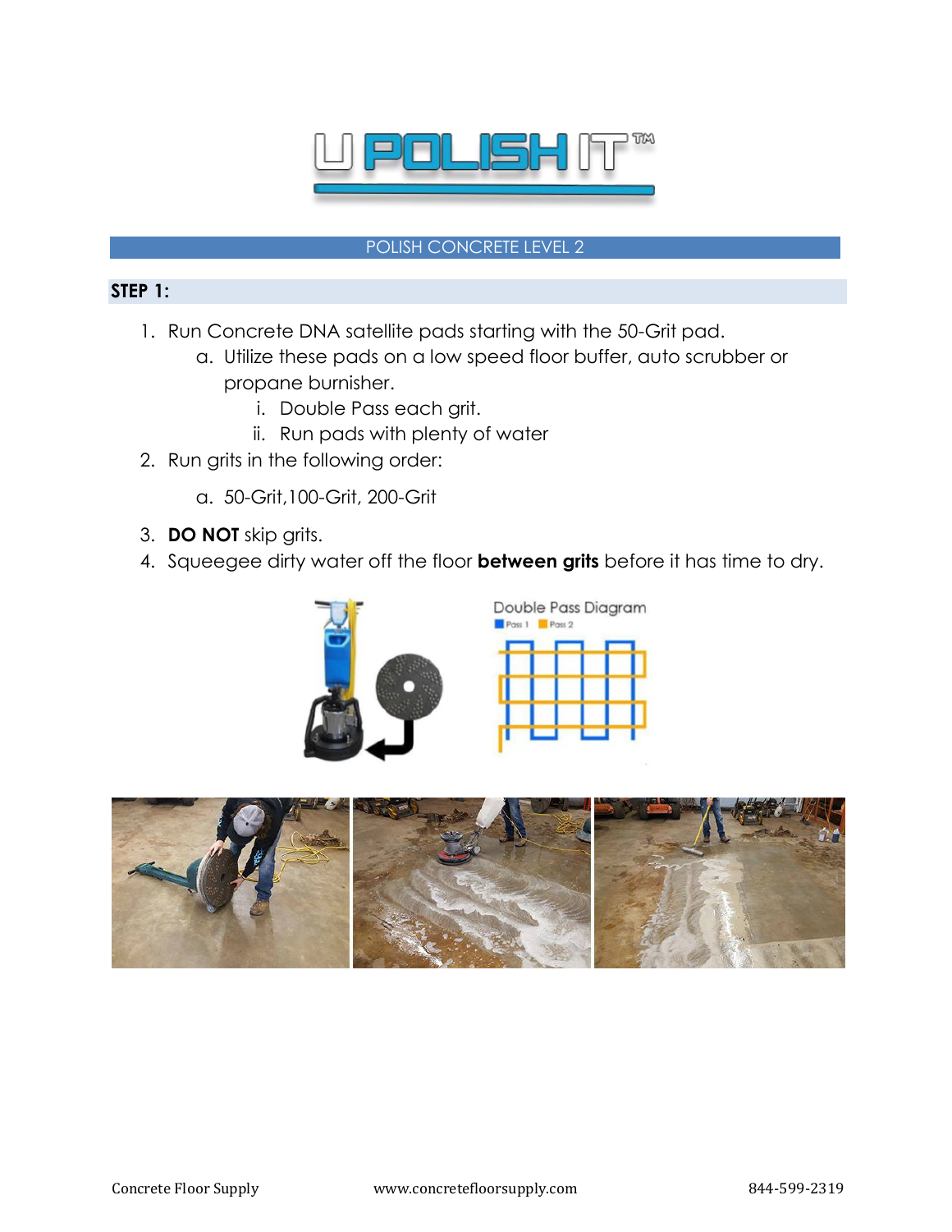# U POLISH IT™

## POLISH CONCRETE LEVEL 2

### STEP 1:

1. Run Concrete DNA satellite pads starting with the 50-Grit pad.
   a. Utilize these pads on a low speed floor buffer, auto scrubber or propane burnisher.
      i. Double Pass each grit.
      ii. Run pads with plenty of water
2. Run grits in the following order:
   a. 50-Grit,100-Grit, 200-Grit
3. **DO NOT** skip grits.
4. Squeegee dirty water off the floor **between grits** before it has time to dry.

Double Pass Diagram

Pass 1 Pass 2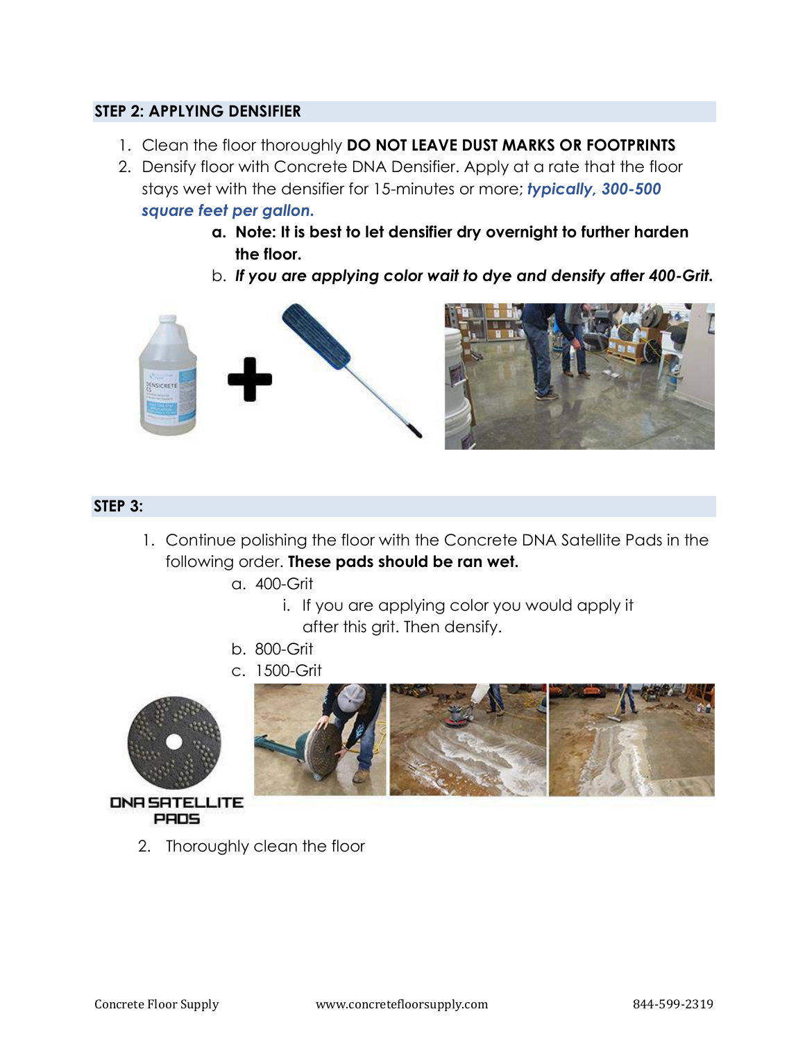## STEP 2: APPLYING DENSIFIER

1. Clean the floor thoroughly **DO NOT LEAVE DUST MARKS OR FOOTPRINTS**
2. Densify floor with Concrete DNA Densifier. Apply at a rate that the floor stays wet with the densifier for 15-minutes or more; ***typically, 300-500 square feet per gallon.***
   a. **Note: It is best to let densifier dry overnight to further harden the floor.**
   b. ***If you are applying color wait to dye and densify after 400-Grit.***

## STEP 3:

1. Continue polishing the floor with the Concrete DNA Satellite Pads in the following order. **These pads should be ran wet.**
   a. 400-Grit
      i. If you are applying color you would apply it after this grit. Then densify.
   b. 800-Grit
   c. 1500-Grit

DNA SATELLITE PADS

2. Thoroughly clean the floor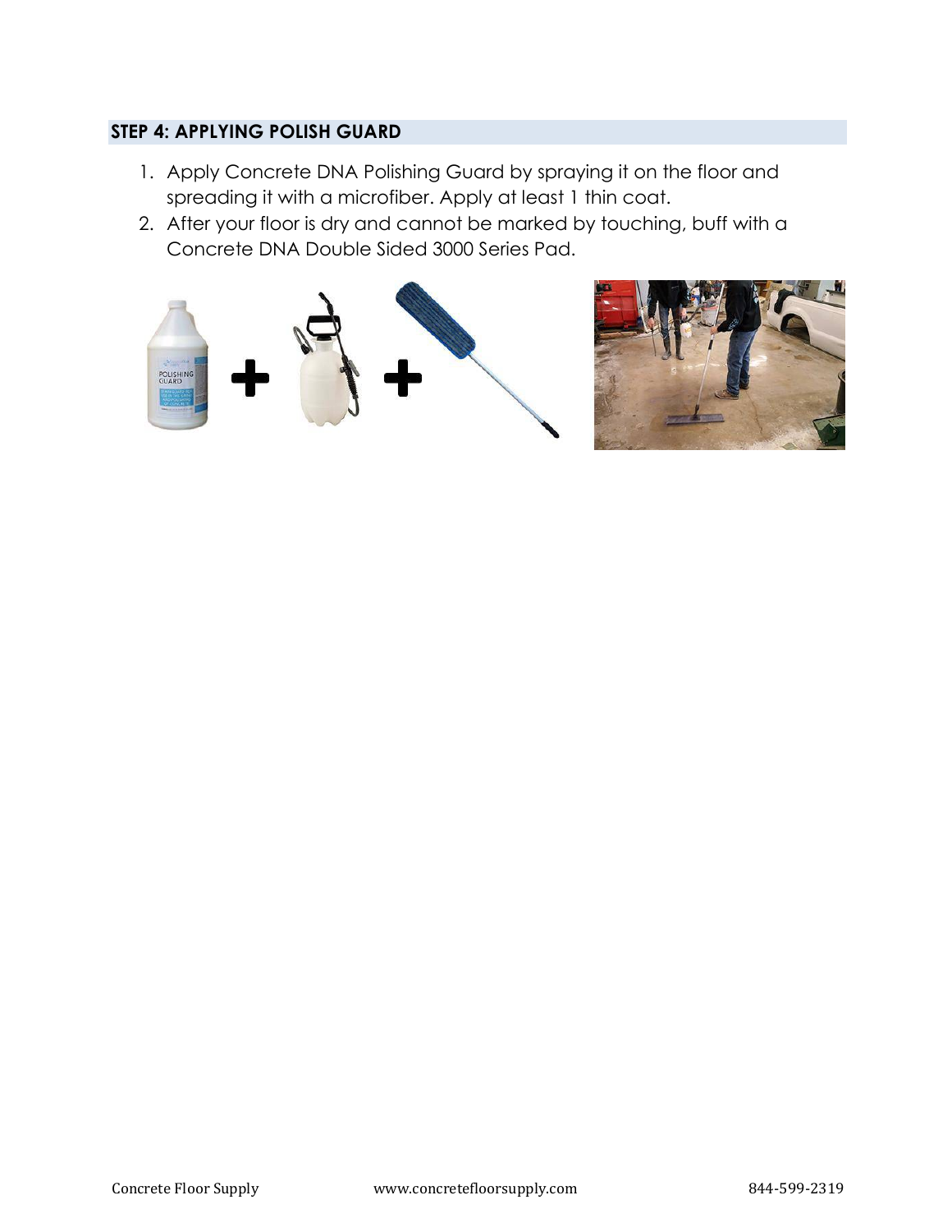## STEP 4: APPLYING POLISH GUARD

1. Apply Concrete DNA Polishing Guard by spraying it on the floor and spreading it with a microfiber. Apply at least 1 thin coat.
2. After your floor is dry and cannot be marked by touching, buff with a Concrete DNA Double Sided 3000 Series Pad.